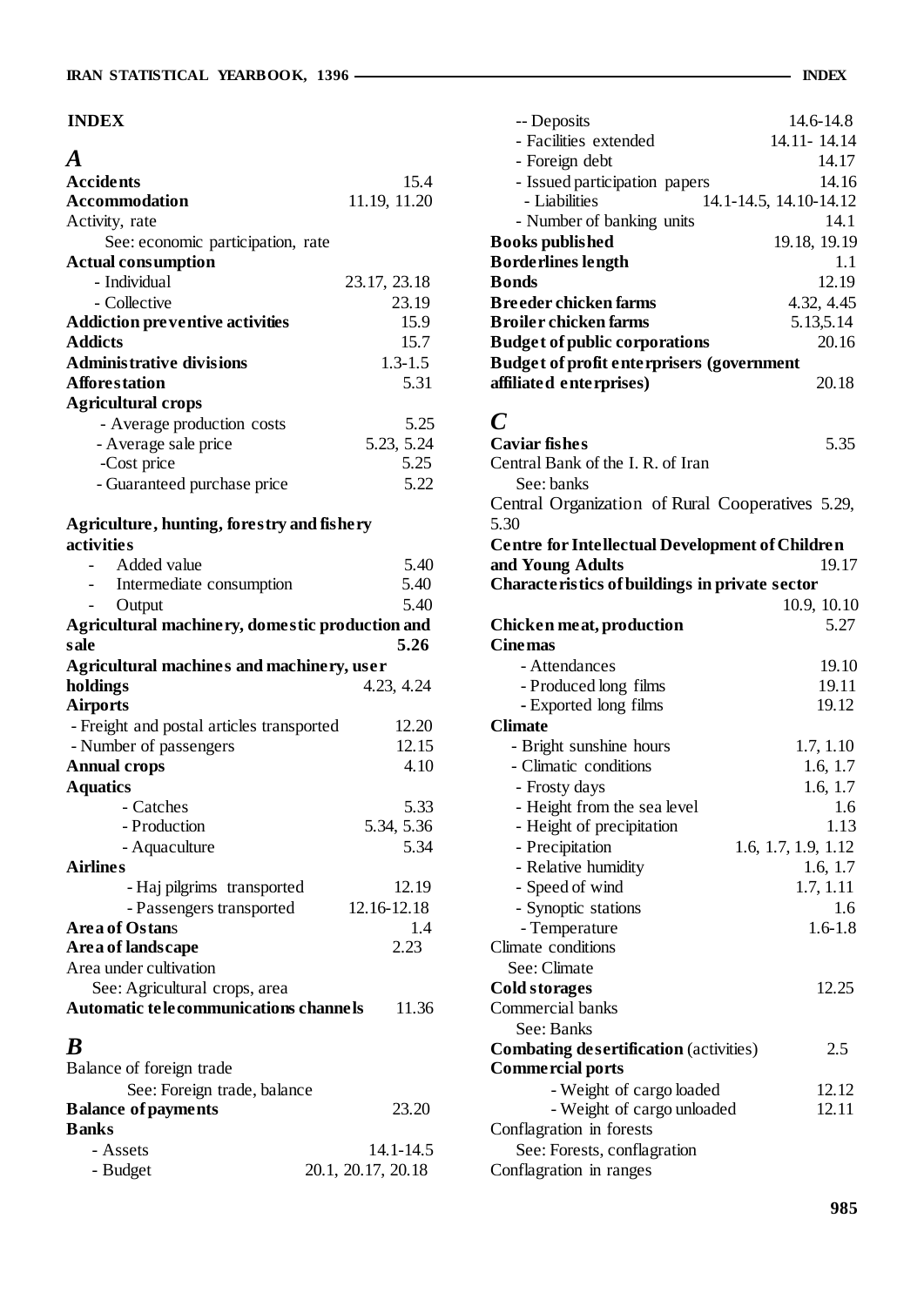## INDEX

### *A*

**Accidents** 15.4
**Accommodation** 11.19, 11.20
Activity, rate
  See: economic participation, rate
**Actual consumption**
- Individual 23.17, 23.18
- Collective 23.19

**Addiction preventive activities** 15.9
**Addicts** 15.7
**Administrative divisions** 1.3-1.5
**Afforestation** 5.31
**Agricultural crops**
- Average production costs 5.25
- Average sale price 5.23, 5.24
- Cost price 5.25
- Guaranteed purchase price 5.22

**Agriculture, hunting, forestry and fishery activities**
- Added value 5.40
- Intermediate consumption 5.40
- Output 5.40

**Agricultural machinery, domestic production and sale** **5.26**
**Agricultural machines and machinery, user holdings** 4.23, 4.24
**Airports**
- Freight and postal articles transported 12.20
- Number of passengers 12.15

**Annual crops** 4.10
**Aquatics**
- Catches 5.33
- Production 5.34, 5.36
- Aquaculture 5.34

**Airlines**
- Haj pilgrims transported 12.19
- Passengers transported 12.16-12.18

**Area of Ostans** 1.4
**Area of landscape** 2.23
Area under cultivation
  See: Agricultural crops, area
**Automatic telecommunications channels** 11.36

### *B*

Balance of foreign trade
  See: Foreign trade, balance
**Balance of payments** 23.20
**Banks**
- Assets 14.1-14.5
- Budget 20.1, 20.17, 20.18
- -- Deposits 14.6-14.8
- Facilities extended 14.11- 14.14
- Foreign debt 14.17
- Issued participation papers 14.16
- Liabilities 14.1-14.5, 14.10-14.12
- Number of banking units 14.1

**Books published** 19.18, 19.19
**Borderlines length** 1.1
**Bonds** 12.19
**Breeder chicken farms** 4.32, 4.45
**Broiler chicken farms** 5.13,5.14
**Budget of public corporations** 20.16
**Budget of profit enterprisers (government affiliated enterprises)** 20.18

### *C*

**Caviar fishes** 5.35
Central Bank of the I. R. of Iran
  See: banks
Central Organization of Rural Cooperatives 5.29, 5.30
**Centre for Intellectual Development of Children and Young Adults** 19.17
**Characteristics of buildings in private sector** 10.9, 10.10
**Chicken meat, production** 5.27
**Cinemas**
- Attendances 19.10
- Produced long films 19.11
- Exported long films 19.12

**Climate**
- Bright sunshine hours 1.7, 1.10
- Climatic conditions 1.6, 1.7
- Frosty days 1.6, 1.7
- Height from the sea level 1.6
- Height of precipitation 1.13
- Precipitation 1.6, 1.7, 1.9, 1.12
- Relative humidity 1.6, 1.7
- Speed of wind 1.7, 1.11
- Synoptic stations 1.6
- Temperature 1.6-1.8

Climate conditions
  See: Climate
**Cold storages** 12.25
Commercial banks
  See: Banks
**Combating desertification** (activities) 2.5
**Commercial ports**
- Weight of cargo loaded 12.12
- Weight of cargo unloaded 12.11

Conflagration in forests
  See: Forests, conflagration
Conflagration in ranges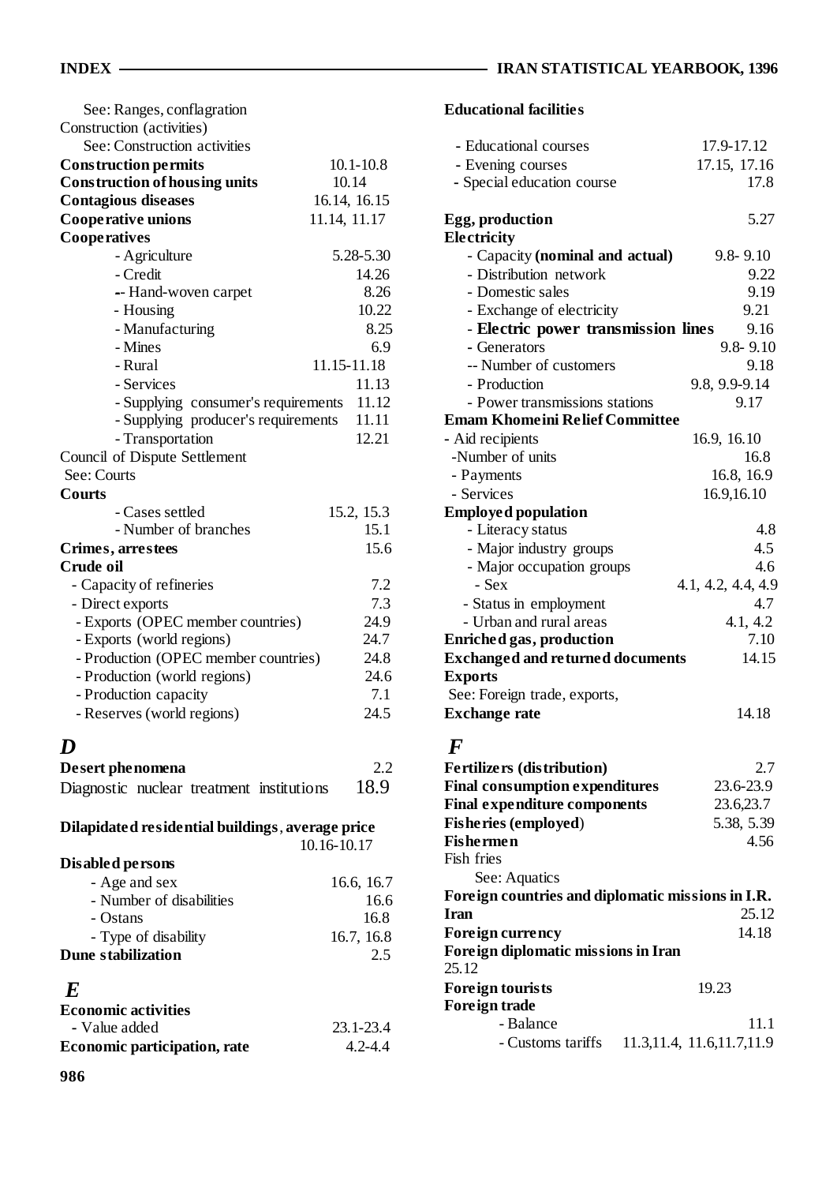See: Ranges, conflagration
Construction (activities)
See: Construction activities
**Construction permits** 10.1-10.8
**Construction of housing units** 10.14
**Contagious diseases** 16.14, 16.15
**Cooperative unions** 11.14, 11.17
**Cooperatives**
- Agriculture 5.28-5.30
- Credit 14.26
-- Hand-woven carpet 8.26
- Housing 10.22
- Manufacturing 8.25
- Mines 6.9
- Rural 11.15-11.18
- Services 11.13
- Supplying consumer's requirements 11.12
- Supplying producer's requirements 11.11
- Transportation 12.21

Council of Dispute Settlement
See: Courts
**Courts**
- Cases settled 15.2, 15.3
- Number of branches 15.1

**Crimes, arrestees** 15.6
**Crude oil**
- Capacity of refineries 7.2
- Direct exports 7.3
- Exports (OPEC member countries) 24.9
- Exports (world regions) 24.7
- Production (OPEC member countries) 24.8
- Production (world regions) 24.6
- Production capacity 7.1
- Reserves (world regions) 24.5

## *D*

**Desert phenomena** 2.2
Diagnostic nuclear treatment institutions 18.9

**Dilapidated residential buildings**, **average price** 10.16-10.17

**Disabled persons**
- Age and sex 16.6, 16.7
- Number of disabilities 16.6
- Ostans 16.8
- Type of disability 16.7, 16.8

**Dune stabilization** 2.5

## *E*

**Economic activities**
- Value added 23.1-23.4

**Economic participation, rate** 4.2-4.4

**Educational facilities**
- Educational courses 17.9-17.12
- Evening courses 17.15, 17.16
- Special education course 17.8

**Egg, production** 5.27
**Electricity**
- Capacity **(nominal and actual)** 9.8- 9.10
- Distribution network 9.22
- Domestic sales 9.19
- Exchange of electricity 9.21
- **Electric power transmission lines** 9.16
- Generators 9.8- 9.10
-- Number of customers 9.18
- Production 9.8, 9.9-9.14
- Power transmissions stations 9.17

**Emam Khomeini Relief Committee**
- Aid recipients 16.9, 16.10
- Number of units 16.8
- Payments 16.8, 16.9
- Services 16.9,16.10

**Employed population**
- Literacy status 4.8
- Major industry groups 4.5
- Major occupation groups 4.6
- Sex 4.1, 4.2, 4.4, 4.9
- Status in employment 4.7
- Urban and rural areas 4.1, 4.2

**Enriched gas, production** 7.10
**Exchanged and returned documents** 14.15
**Exports**
See: Foreign trade, exports,
**Exchange rate** 14.18

## *F*

**Fertilizers (distribution)** 2.7
**Final consumption expenditures** 23.6-23.9
**Final expenditure components** 23.6,23.7
**Fisheries (employed)** 5.38, 5.39
**Fishermen** 4.56
Fish fries
See: Aquatics
**Foreign countries and diplomatic missions in I.R. Iran** 25.12
**Foreign currency** 14.18
**Foreign diplomatic missions in Iran** 25.12
**Foreign tourists** 19.23
**Foreign trade**
- Balance 11.1
- Customs tariffs 11.3,11.4, 11.6,11.7,11.9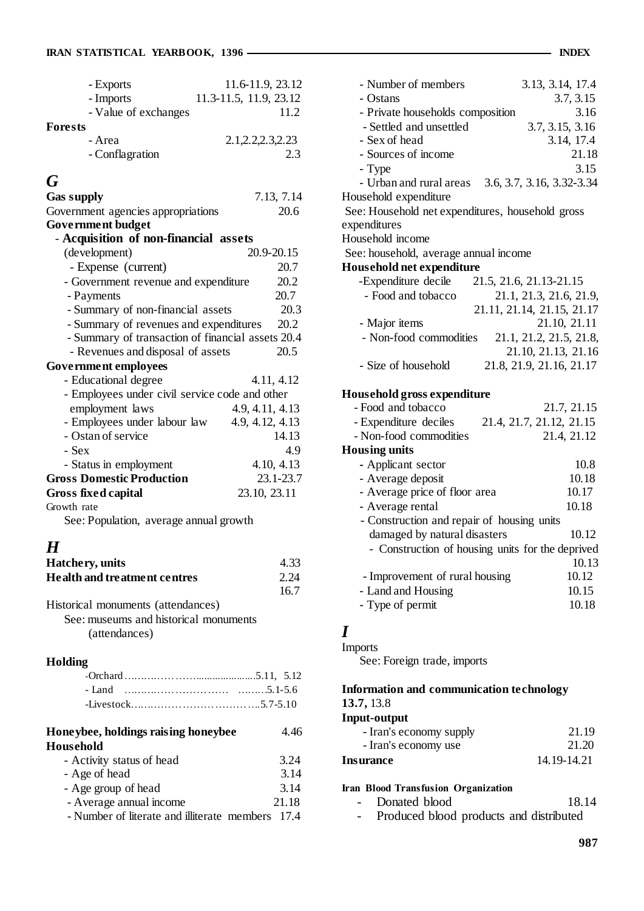- Exports 11.6-11.9, 23.12
- Imports 11.3-11.5, 11.9, 23.12
- Value of exchanges 11.2

**Forests**

- Area 2.1,2.2,2.3,2.23
- Conflagration 2.3

## *G*

**Gas supply** 7.13, 7.14

Government agencies appropriations 20.6

**Government budget**

- **Acquisition of non-financial assets (development)** 20.9-20.15
- Expense (current) 20.7
- Government revenue and expenditure 20.2
- Payments 20.7
- Summary of non-financial assets 20.3
- Summary of revenues and expenditures 20.2
- Summary of transaction of financial assets 20.4
- Revenues and disposal of assets 20.5

**Government employees**

- Educational degree 4.11, 4.12
- Employees under civil service code and other employment laws 4.9, 4.11, 4.13
- Employees under labour law 4.9, 4.12, 4.13
- Ostan of service 14.13
- Sex 4.9
- Status in employment 4.10, 4.13

**Gross Domestic Production** 23.1-23.7

**Gross fixed capital** 23.10, 23.11

Growth rate

See: Population, average annual growth

## *H*

**Hatchery, units** 4.33

**Health and treatment centres** 2.24, 16.7

Historical monuments (attendances)

See: museums and historical monuments (attendances)

**Holding**

- Orchard..............................5.11, 5.12
- Land ..............................5.1-5.6
- Livestock..............................5.7-5.10

**Honeybee, holdings raising honeybee** 4.46

**Household**

- Activity status of head 3.24
- Age of head 3.14
- Age group of head 3.14
- Average annual income 21.18
- Number of literate and illiterate members 17.4
- Number of members 3.13, 3.14, 17.4
- Ostans 3.7, 3.15
- Private households composition 3.16
- Settled and unsettled 3.7, 3.15, 3.16
- Sex of head 3.14, 17.4
- Sources of income 21.18
- Type 3.15
- Urban and rural areas 3.6, 3.7, 3.16, 3.32-3.34

Household expenditure

See: Household net expenditures, household gross expenditures

Household income

See: household, average annual income

**Household net expenditure**

- Expenditure decile 21.5, 21.6, 21.13-21.15
- Food and tobacco 21.1, 21.3, 21.6, 21.9, 21.11, 21.14, 21.15, 21.17
- Major items 21.10, 21.11
- Non-food commodities 21.1, 21.2, 21.5, 21.8, 21.10, 21.13, 21.16
- Size of household 21.8, 21.9, 21.16, 21.17

**Household gross expenditure**

- Food and tobacco 21.7, 21.15
- Expenditure deciles 21.4, 21.7, 21.12, 21.15
- Non-food commodities 21.4, 21.12

**Housing units**

- Applicant sector 10.8
- Average deposit 10.18
- Average price of floor area 10.17
- Average rental 10.18
- Construction and repair of housing units damaged by natural disasters 10.12
- Construction of housing units for the deprived 10.13
- Improvement of rural housing 10.12
- Land and Housing 10.15
- Type of permit 10.18

## *I*

Imports

See: Foreign trade, imports

**Information and communication technology 13.7,** 13.8

**Input-output**

- Iran's economy supply 21.19
- Iran's economy use 21.20

**Insurance** 14.19-14.21

**Iran Blood Transfusion Organization**

- Donated blood 18.14
- Produced blood products and distributed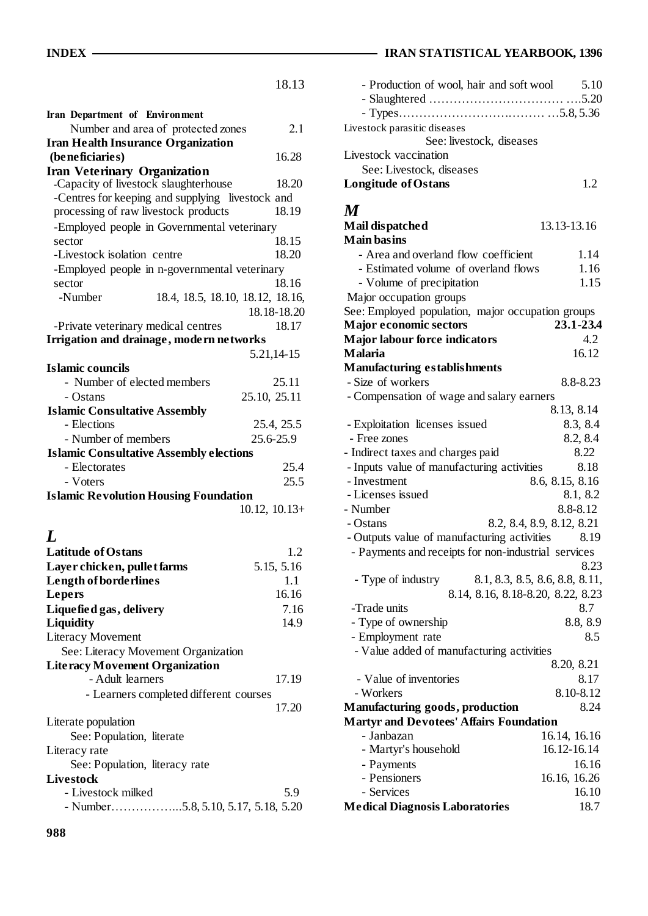18.13

**Iran Department of Environment**
Number and area of protected zones 2.1

**Iran Health Insurance Organization (beneficiaries)** 16.28

**Iran Veterinary Organization**
-Capacity of livestock slaughterhouse 18.20
-Centres for keeping and supplying livestock and processing of raw livestock products 18.19
-Employed people in Governmental veterinary sector 18.15
-Livestock isolation centre 18.20
-Employed people in n-governmental veterinary sector 18.16
-Number 18.4, 18.5, 18.10, 18.12, 18.16, 18.18-18.20
-Private veterinary medical centres 18.17

**Irrigation and drainage, modern networks** 5.21,14-15

**Islamic councils**
- Number of elected members 25.11
- Ostans 25.10, 25.11

**Islamic Consultative Assembly**
- Elections 25.4, 25.5
- Number of members 25.6-25.9

**Islamic Consultative Assembly elections**
- Electorates 25.4
- Voters 25.5

**Islamic Revolution Housing Foundation** 10.12, 10.13+

## *L*

**Latitude of Ostans** 1.2
**Layer chicken, pullet farms** 5.15, 5.16
**Length of borderlines** 1.1
**Lepers** 16.16
**Liquefied gas, delivery** 7.16
**Liquidity** 14.9

Literacy Movement
See: Literacy Movement Organization

**Literacy Movement Organization**
- Adult learners 17.19
- Learners completed different courses 17.20

Literate population
See: Population, literate

Literacy rate
See: Population, literacy rate

**Livestock**
- Livestock milked 5.9
- Number……………...5.8, 5.10, 5.17, 5.18, 5.20
- Production of wool, hair and soft wool 5.10
- Slaughtered …………………………… ….5.20
- Types………………………….……… …5.8, 5.36

Livestock parasitic diseases
See: livestock, diseases

Livestock vaccination
See: Livestock, diseases

**Longitude of Ostans** 1.2

## *M*

**Mail dispatched** 13.13-13.16

**Main basins**
- Area and overland flow coefficient 1.14
- Estimated volume of overland flows 1.16
- Volume of precipitation 1.15

Major occupation groups
See: Employed population, major occupation groups

**Major economic sectors** **23.1-23.4**
**Major labour force indicators** 4.2
**Malaria** 16.12

**Manufacturing establishments**
- Size of workers 8.8-8.23
- Compensation of wage and salary earners 8.13, 8.14
- Exploitation licenses issued 8.3, 8.4
- Free zones 8.2, 8.4
- Indirect taxes and charges paid 8.22
- Inputs value of manufacturing activities 8.18
- Investment 8.6, 8.15, 8.16
- Licenses issued 8.1, 8.2
- Number 8.8-8.12
- Ostans 8.2, 8.4, 8.9, 8.12, 8.21
- Outputs value of manufacturing activities 8.19
- Payments and receipts for non-industrial services 8.23
- Type of industry 8.1, 8.3, 8.5, 8.6, 8.8, 8.11, 8.14, 8.16, 8.18-8.20, 8.22, 8.23
- Trade units 8.7
- Type of ownership 8.8, 8.9
- Employment rate 8.5
- Value added of manufacturing activities 8.20, 8.21
- Value of inventories 8.17
- Workers 8.10-8.12

**Manufacturing goods, production** 8.24

**Martyr and Devotees' Affairs Foundation**
- Janbazan 16.14, 16.16
- Martyr's household 16.12-16.14
- Payments 16.16
- Pensioners 16.16, 16.26
- Services 16.10

**Medical Diagnosis Laboratories** 18.7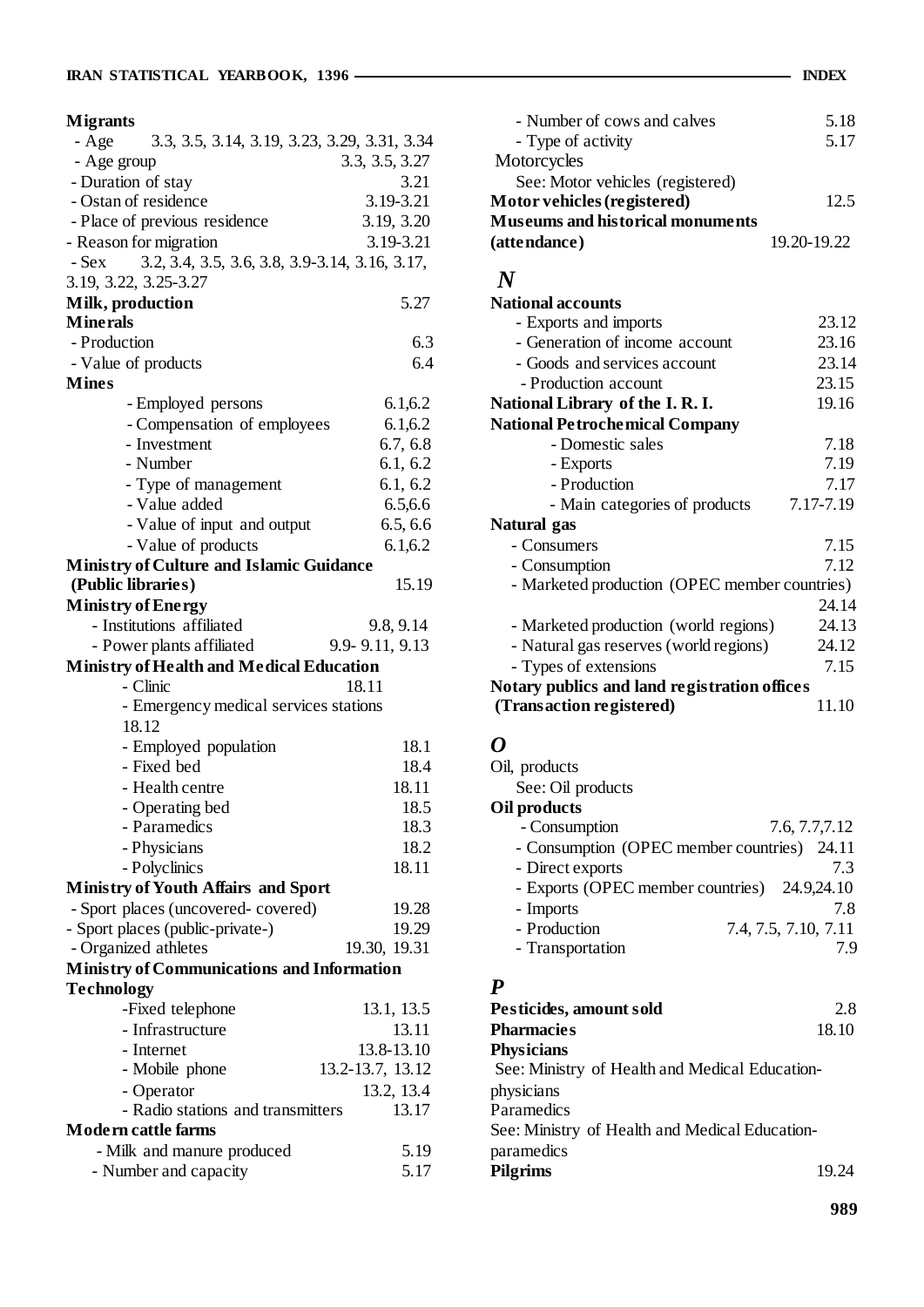**Migrants**

- Age 3.3, 3.5, 3.14, 3.19, 3.23, 3.29, 3.31, 3.34
- Age group 3.3, 3.5, 3.27
- Duration of stay 3.21
- Ostan of residence 3.19-3.21
- Place of previous residence 3.19, 3.20
- Reason for migration 3.19-3.21
- Sex 3.2, 3.4, 3.5, 3.6, 3.8, 3.9-3.14, 3.16, 3.17, 3.19, 3.22, 3.25-3.27

**Milk, production** 5.27

**Minerals**

- Production 6.3
- Value of products 6.4

**Mines**

- Employed persons 6.1,6.2
- Compensation of employees 6.1,6.2
- Investment 6.7, 6.8
- Number 6.1, 6.2
- Type of management 6.1, 6.2
- Value added 6.5,6.6
- Value of input and output 6.5, 6.6
- Value of products 6.1,6.2

**Ministry of Culture and Islamic Guidance (Public libraries)** 15.19

**Ministry of Energy**

- Institutions affiliated 9.8, 9.14
- Power plants affiliated 9.9- 9.11, 9.13

**Ministry of Health and Medical Education**

- Clinic 18.11
- Emergency medical services stations 18.12
- Employed population 18.1
- Fixed bed 18.4
- Health centre 18.11
- Operating bed 18.5
- Paramedics 18.3
- Physicians 18.2
- Polyclinics 18.11

**Ministry of Youth Affairs and Sport**

- Sport places (uncovered- covered) 19.28
- Sport places (public-private-) 19.29
- Organized athletes 19.30, 19.31

**Ministry of Communications and Information Technology**

- Fixed telephone 13.1, 13.5
- Infrastructure 13.11
- Internet 13.8-13.10
- Mobile phone 13.2-13.7, 13.12
- Operator 13.2, 13.4
- Radio stations and transmitters 13.17

**Modern cattle farms**

- Milk and manure produced 5.19
- Number and capacity 5.17
- Number of cows and calves 5.18
- Type of activity 5.17

Motorcycles
 See: Motor vehicles (registered)

**Motor vehicles (registered)** 12.5

**Museums and historical monuments (attendance)** 19.20-19.22

## *N*

**National accounts**

- Exports and imports 23.12
- Generation of income account 23.16
- Goods and services account 23.14
- Production account 23.15

**National Library of the I. R. I.** 19.16

**National Petrochemical Company**

- Domestic sales 7.18
- Exports 7.19
- Production 7.17
- Main categories of products 7.17-7.19

**Natural gas**

- Consumers 7.15
- Consumption 7.12
- Marketed production (OPEC member countries) 24.14
- Marketed production (world regions) 24.13
- Natural gas reserves (world regions) 24.12
- Types of extensions 7.15

**Notary publics and land registration offices (Transaction registered)** 11.10

## *O*

Oil, products
 See: Oil products

**Oil products**

- Consumption 7.6, 7.7,7.12
- Consumption (OPEC member countries) 24.11
- Direct exports 7.3
- Exports (OPEC member countries) 24.9,24.10
- Imports 7.8
- Production 7.4, 7.5, 7.10, 7.11
- Transportation 7.9

## *P*

**Pesticides, amount sold** 2.8

**Pharmacies** 18.10

**Physicians**
 See: Ministry of Health and Medical Education-physicians

Paramedics
See: Ministry of Health and Medical Education-paramedics

**Pilgrims** 19.24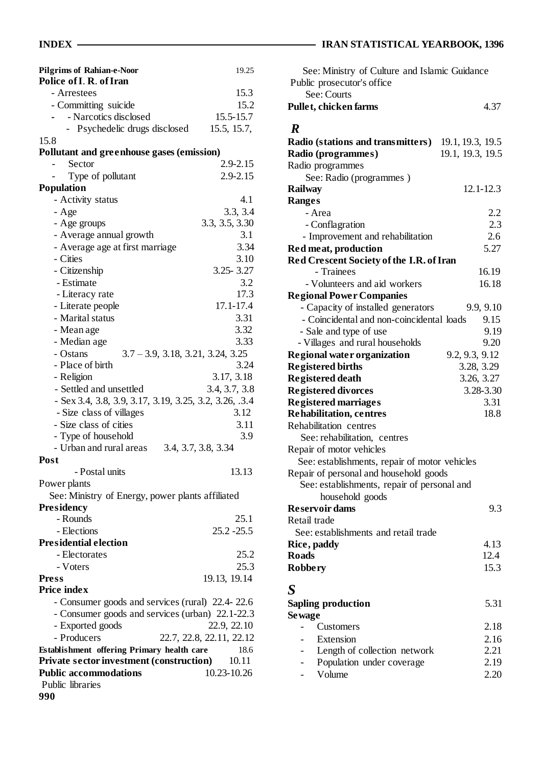**Pilgrims of Rahian-e-Noor** 19.25

**Police of I. R. of Iran**

- Arrestees 15.3
- Committing suicide 15.2
- - Narcotics disclosed 15.5-15.7
- - Psychedelic drugs disclosed 15.5, 15.7, 15.8

**Pollutant and greenhouse gases (emission)**

- Sector 2.9-2.15
- Type of pollutant 2.9-2.15

**Population**

- Activity status 4.1
- Age 3.3, 3.4
- Age groups 3.3, 3.5, 3.30
- Average annual growth 3.1
- Average age at first marriage 3.34
- Cities 3.10
- Citizenship 3.25- 3.27
- Estimate 3.2
- Literacy rate 17.3
- Literate people 17.1-17.4
- Marital status 3.31
- Mean age 3.32
- Median age 3.33
- Ostans 3.7 – 3.9, 3.18, 3.21, 3.24, 3.25
- Place of birth 3.24
- Religion 3.17, 3.18
- Settled and unsettled 3.4, 3.7, 3.8
- Sex 3.4, 3.8, 3.9, 3.17, 3.19, 3.25, 3.2, 3.26, .3.4
- Size class of villages 3.12
- Size class of cities 3.11
- Type of household 3.9
- Urban and rural areas 3.4, 3.7, 3.8, 3.34

**Post**

- Postal units 13.13

Power plants

See: Ministry of Energy, power plants affiliated

**Presidency**

- Rounds 25.1
- Elections 25.2 -25.5

**Presidential election**

- Electorates 25.2
- Voters 25.3

**Press** 19.13, 19.14

**Price index**

- Consumer goods and services (rural) 22.4- 22.6
- Consumer goods and services (urban) 22.1-22.3
- Exported goods 22.9, 22.10
- Producers 22.7, 22.8, 22.11, 22.12

**Establishment offering Primary health care** 18.6

**Private sector investment (construction)** 10.11

**Public accommodations** 10.23-10.26

Public libraries

See: Ministry of Culture and Islamic Guidance

Public prosecutor's office

See: Courts

**Pullet, chicken farms** 4.37

## R

**Radio (stations and transmitters)** 19.1, 19.3, 19.5

**Radio (programmes)** 19.1, 19.3, 19.5

Radio programmes

See: Radio (programmes )

**Railway** 12.1-12.3

**Ranges**

- Area 2.2
- Conflagration 2.3
- Improvement and rehabilitation 2.6

**Red meat, production** 5.27

**Red Crescent Society of the I.R. of Iran**

- Trainees 16.19
- Volunteers and aid workers 16.18

**Regional Power Companies**

- Capacity of installed generators 9.9, 9.10
- Coincidental and non-coincidental loads 9.15
- Sale and type of use 9.19
- Villages and rural households 9.20

**Regional water organization** 9.2, 9.3, 9.12

**Registered births** 3.28, 3.29

**Registered death** 3.26, 3.27

**Registered divorces** 3.28-3.30

**Registered marriages** 3.31

**Rehabilitation, centres** 18.8

Rehabilitation centres

See: rehabilitation, centres

Repair of motor vehicles

See: establishments, repair of motor vehicles

Repair of personal and household goods

See: establishments, repair of personal and household goods

**Reservoir dams** 9.3

Retail trade

See: establishments and retail trade

**Rice, paddy** 4.13

**Roads** 12.4

**Robbery** 15.3

## S

**Sapling production** 5.31

**Sewage**

- Customers 2.18
- Extension 2.16
- Length of collection network 2.21
- Population under coverage 2.19
- Volume 2.20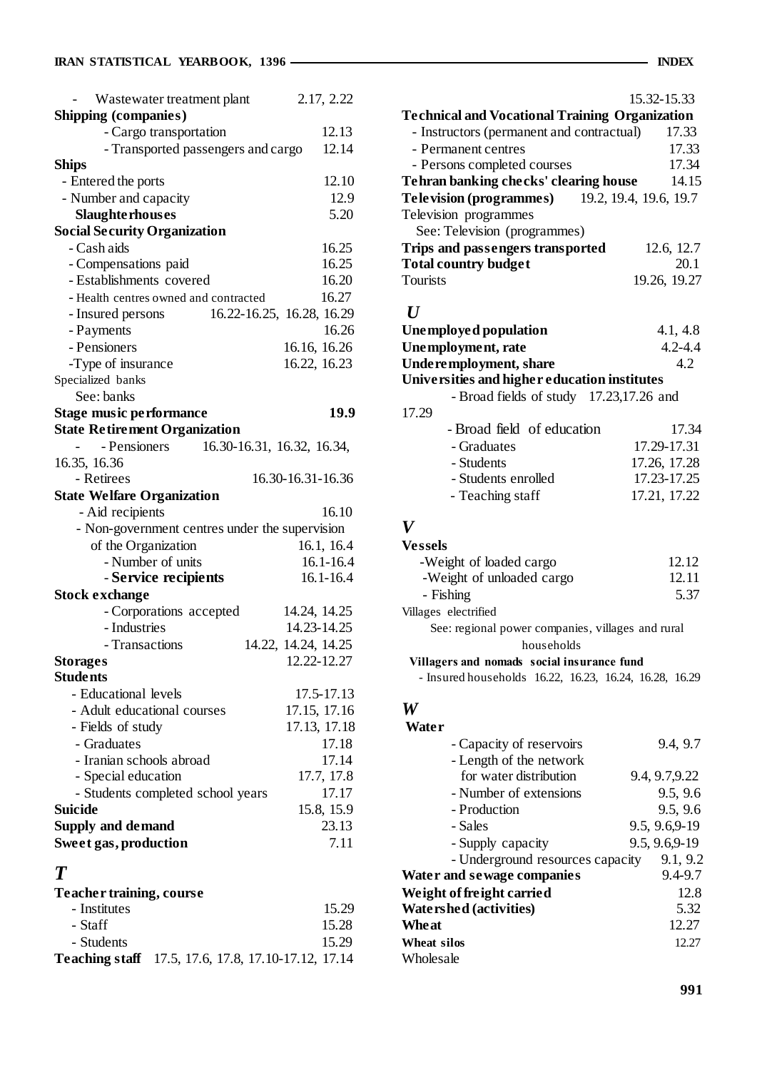- Wastewater treatment plant 2.17, 2.22

**Shipping (companies)**
- Cargo transportation 12.13
- Transported passengers and cargo 12.14

**Ships**
- Entered the ports 12.10
- Number and capacity 12.9

**Slaughterhouses** 5.20

**Social Security Organization**
- Cash aids 16.25
- Compensations paid 16.25
- Establishments covered 16.20
- Health centres owned and contracted 16.27
- Insured persons 16.22-16.25, 16.28, 16.29
- Payments 16.26
- Pensioners 16.16, 16.26
- Type of insurance 16.22, 16.23

Specialized banks
See: banks

**Stage music performance** **19.9**

**State Retirement Organization**
- Pensioners 16.30-16.31, 16.32, 16.34, 16.35, 16.36
- Retirees 16.30-16.31-16.36

**State Welfare Organization**
- Aid recipients 16.10
- Non-government centres under the supervision of the Organization 16.1, 16.4
  - Number of units 16.1-16.4
  - **Service recipients** 16.1-16.4

**Stock exchange**
- Corporations accepted 14.24, 14.25
- Industries 14.23-14.25
- Transactions 14.22, 14.24, 14.25

**Storages** 12.22-12.27

**Students**
- Educational levels 17.5-17.13
- Adult educational courses 17.15, 17.16
- Fields of study 17.13, 17.18
- Graduates 17.18
- Iranian schools abroad 17.14
- Special education 17.7, 17.8
- Students completed school years 17.17

**Suicide** 15.8, 15.9

**Supply and demand** 23.13

**Sweet gas, production** 7.11

## *T*

**Teacher training, course**
- Institutes 15.29
- Staff 15.28
- Students 15.29

**Teaching staff** 17.5, 17.6, 17.8, 17.10-17.12, 17.14

15.32-15.33

**Technical and Vocational Training Organization**
- Instructors (permanent and contractual) 17.33
- Permanent centres 17.33
- Persons completed courses 17.34

**Tehran banking checks' clearing house** 14.15

**Television (programmes)** 19.2, 19.4, 19.6, 19.7

Television programmes
See: Television (programmes)

**Trips and passengers transported** 12.6, 12.7

**Total country budget** 20.1

Tourists 19.26, 19.27

## *U*

**Unemployed population** 4.1, 4.8

**Unemployment, rate** 4.2-4.4

**Underemployment, share** 4.2

**Universities and higher education institutes**
- Broad fields of study 17.23,17.26 and 17.29
- Broad field of education 17.34
- Graduates 17.29-17.31
- Students 17.26, 17.28
- Students enrolled 17.23-17.25
- Teaching staff 17.21, 17.22

## *V*

**Vessels**
- Weight of loaded cargo 12.12
- Weight of unloaded cargo 12.11
- Fishing 5.37

Villages electrified
See: regional power companies, villages and rural households

**Villagers and nomads social insurance fund**
- Insured households 16.22, 16.23, 16.24, 16.28, 16.29

## *W*

**Water**
- Capacity of reservoirs 9.4, 9.7
- Length of the network for water distribution 9.4, 9.7,9.22
- Number of extensions 9.5, 9.6
- Production 9.5, 9.6
- Sales 9.5, 9.6,9-19
- Supply capacity 9.5, 9.6,9-19
- Underground resources capacity 9.1, 9.2

**Water and sewage companies** 9.4-9.7

**Weight of freight carried** 12.8

**Watershed (activities)** 5.32

**Wheat** 12.27

**Wheat silos** 12.27

Wholesale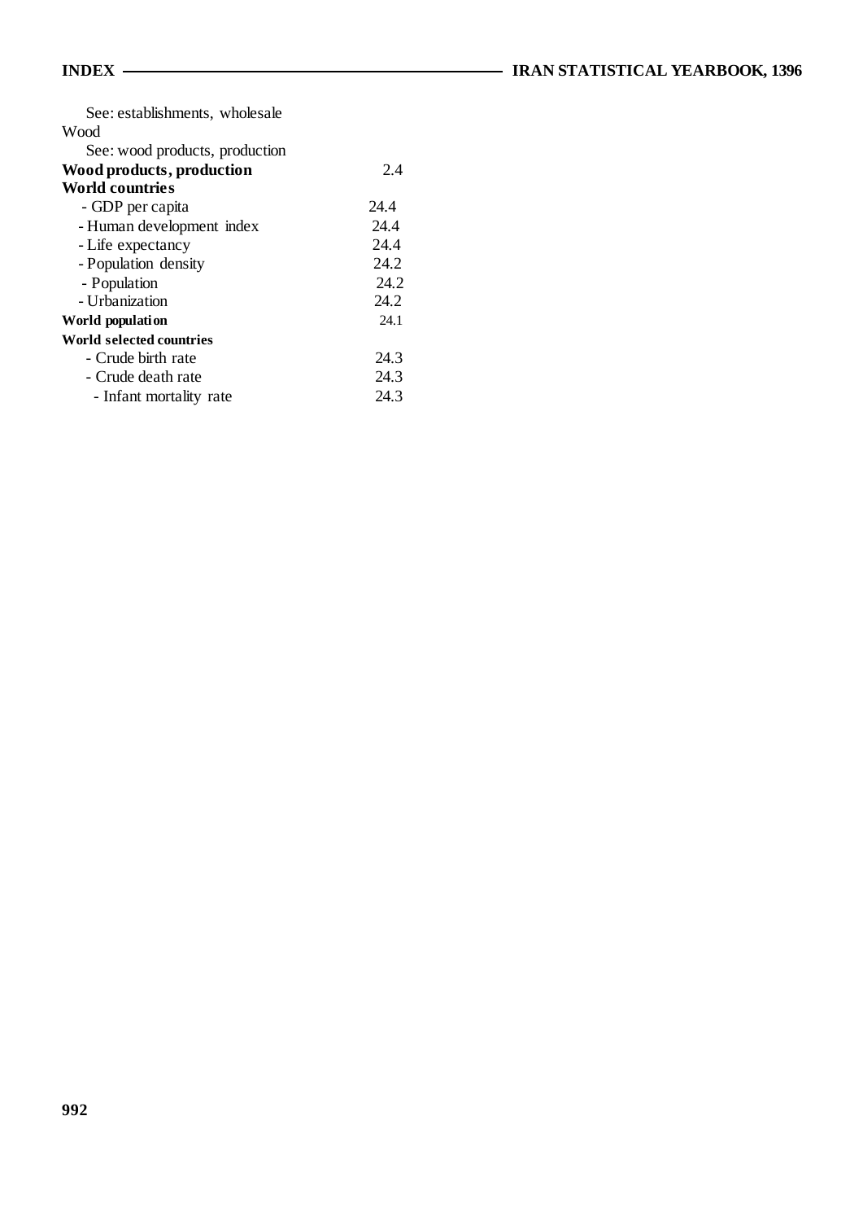See: establishments, wholesale

Wood

See: wood products, production

| | |
|---|---|
| **Wood products, production** | 2.4 |
| **World countries** | |
| - GDP per capita | 24.4 |
| - Human development index | 24.4 |
| - Life expectancy | 24.4 |
| - Population density | 24.2 |
| - Population | 24.2 |
| - Urbanization | 24.2 |
| **World population** | 24.1 |
| **World selected countries** | |
| - Crude birth rate | 24.3 |
| - Crude death rate | 24.3 |
| - Infant mortality rate | 24.3 |